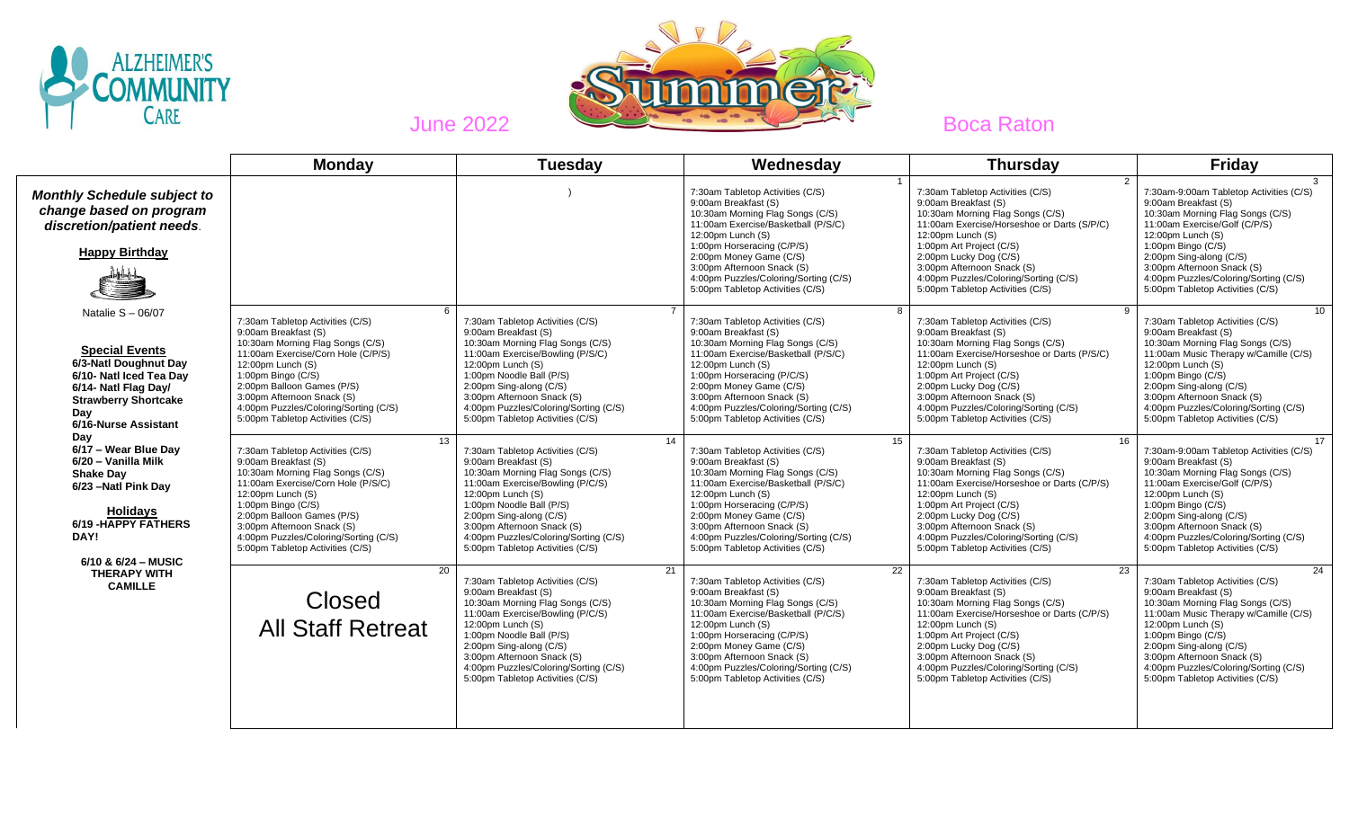ALZHEIMER'S COMMUNITY CARE

June 2022 — Summer — Boca Raton

***Monthly Schedule subject to change based on program discretion/patient needs.***

**Happy Birthday**

Natalie S – 06/07

**Special Events**
**6/3-Natl Doughnut Day**
**6/10- Natl Iced Tea Day**
**6/14- Natl Flag Day/ Strawberry Shortcake Day**
**6/16-Nurse Assistant Day**
**6/17 – Wear Blue Day**
**6/20 – Vanilla Milk Shake Day**
**6/23 –Natl Pink Day**

**Holidays**
**6/19 -HAPPY FATHERS DAY!**

**6/10 & 6/24 – MUSIC THERAPY WITH CAMILLE**

| Monday | Tuesday | Wednesday | Thursday | Friday |
|---|---|---|---|---|
| | ) | 1<br>7:30am Tabletop Activities (C/S)<br>9:00am Breakfast (S)<br>10:30am Morning Flag Songs (C/S)<br>11:00am Exercise/Basketball (P/S/C)<br>12:00pm Lunch (S)<br>1:00pm Horseracing (C/P/S)<br>2:00pm Money Game (C/S)<br>3:00pm Afternoon Snack (S)<br>4:00pm Puzzles/Coloring/Sorting (C/S)<br>5:00pm Tabletop Activities (C/S) | 2<br>7:30am Tabletop Activities (C/S)<br>9:00am Breakfast (S)<br>10:30am Morning Flag Songs (C/S)<br>11:00am Exercise/Horseshoe or Darts (S/P/C)<br>12:00pm Lunch (S)<br>1:00pm Art Project (C/S)<br>2:00pm Lucky Dog (C/S)<br>3:00pm Afternoon Snack (S)<br>4:00pm Puzzles/Coloring/Sorting (C/S)<br>5:00pm Tabletop Activities (C/S) | 3<br>7:30am-9:00am Tabletop Activities (C/S)<br>9:00am Breakfast (S)<br>10:30am Morning Flag Songs (C/S)<br>11:00am Exercise/Golf (C/P/S)<br>12:00pm Lunch (S)<br>1:00pm Bingo (C/S)<br>2:00pm Sing-along (C/S)<br>3:00pm Afternoon Snack (S)<br>4:00pm Puzzles/Coloring/Sorting (C/S)<br>5:00pm Tabletop Activities (C/S) |
| 6<br>7:30am Tabletop Activities (C/S)<br>9:00am Breakfast (S)<br>10:30am Morning Flag Songs (C/S)<br>11:00am Exercise/Corn Hole (C/P/S)<br>12:00pm Lunch (S)<br>1:00pm Bingo (C/S)<br>2:00pm Balloon Games (P/S)<br>3:00pm Afternoon Snack (S)<br>4:00pm Puzzles/Coloring/Sorting (C/S)<br>5:00pm Tabletop Activities (C/S) | 7<br>7:30am Tabletop Activities (C/S)<br>9:00am Breakfast (S)<br>10:30am Morning Flag Songs (C/S)<br>11:00am Exercise/Bowling (P/S/C)<br>12:00pm Lunch (S)<br>1:00pm Noodle Ball (P/S)<br>2:00pm Sing-along (C/S)<br>3:00pm Afternoon Snack (S)<br>4:00pm Puzzles/Coloring/Sorting (C/S)<br>5:00pm Tabletop Activities (C/S) | 8<br>7:30am Tabletop Activities (C/S)<br>9:00am Breakfast (S)<br>10:30am Morning Flag Songs (C/S)<br>11:00am Exercise/Basketball (P/S/C)<br>12:00pm Lunch (S)<br>1:00pm Horseracing (P/C/S)<br>2:00pm Money Game (C/S)<br>3:00pm Afternoon Snack (S)<br>4:00pm Puzzles/Coloring/Sorting (C/S)<br>5:00pm Tabletop Activities (C/S) | 9<br>7:30am Tabletop Activities (C/S)<br>9:00am Breakfast (S)<br>10:30am Morning Flag Songs (C/S)<br>11:00am Exercise/Horseshoe or Darts (P/S/C)<br>12:00pm Lunch (S)<br>1:00pm Art Project (C/S)<br>2:00pm Lucky Dog (C/S)<br>3:00pm Afternoon Snack (S)<br>4:00pm Puzzles/Coloring/Sorting (C/S)<br>5:00pm Tabletop Activities (C/S) | 10<br>7:30am Tabletop Activities (C/S)<br>9:00am Breakfast (S)<br>10:30am Morning Flag Songs (C/S)<br>11:00am Music Therapy w/Camille (C/S)<br>12:00pm Lunch (S)<br>1:00pm Bingo (C/S)<br>2:00pm Sing-along (C/S)<br>3:00pm Afternoon Snack (S)<br>4:00pm Puzzles/Coloring/Sorting (C/S)<br>5:00pm Tabletop Activities (C/S) |
| 13<br>7:30am Tabletop Activities (C/S)<br>9:00am Breakfast (S)<br>10:30am Morning Flag Songs (C/S)<br>11:00am Exercise/Corn Hole (P/S/C)<br>12:00pm Lunch (S)<br>1:00pm Bingo (C/S)<br>2:00pm Balloon Games (P/S)<br>3:00pm Afternoon Snack (S)<br>4:00pm Puzzles/Coloring/Sorting (C/S)<br>5:00pm Tabletop Activities (C/S) | 14<br>7:30am Tabletop Activities (C/S)<br>9:00am Breakfast (S)<br>10:30am Morning Flag Songs (C/S)<br>11:00am Exercise/Bowling (P/C/S)<br>12:00pm Lunch (S)<br>1:00pm Noodle Ball (P/S)<br>2:00pm Sing-along (C/S)<br>3:00pm Afternoon Snack (S)<br>4:00pm Puzzles/Coloring/Sorting (C/S)<br>5:00pm Tabletop Activities (C/S) | 15<br>7:30am Tabletop Activities (C/S)<br>9:00am Breakfast (S)<br>10:30am Morning Flag Songs (C/S)<br>11:00am Exercise/Basketball (P/S/C)<br>12:00pm Lunch (S)<br>1:00pm Horseracing (C/P/S)<br>2:00pm Money Game (C/S)<br>3:00pm Afternoon Snack (S)<br>4:00pm Puzzles/Coloring/Sorting (C/S)<br>5:00pm Tabletop Activities (C/S) | 16<br>7:30am Tabletop Activities (C/S)<br>9:00am Breakfast (S)<br>10:30am Morning Flag Songs (C/S)<br>11:00am Exercise/Horseshoe or Darts (C/P/S)<br>12:00pm Lunch (S)<br>1:00pm Art Project (C/S)<br>2:00pm Lucky Dog (C/S)<br>3:00pm Afternoon Snack (S)<br>4:00pm Puzzles/Coloring/Sorting (C/S)<br>5:00pm Tabletop Activities (C/S) | 17<br>7:30am-9:00am Tabletop Activities (C/S)<br>9:00am Breakfast (S)<br>10:30am Morning Flag Songs (C/S)<br>11:00am Exercise/Golf (C/P/S)<br>12:00pm Lunch (S)<br>1:00pm Bingo (C/S)<br>2:00pm Sing-along (C/S)<br>3:00pm Afternoon Snack (S)<br>4:00pm Puzzles/Coloring/Sorting (C/S)<br>5:00pm Tabletop Activities (C/S) |
| 20<br>Closed<br>All Staff Retreat | 21<br>7:30am Tabletop Activities (C/S)<br>9:00am Breakfast (S)<br>10:30am Morning Flag Songs (C/S)<br>11:00am Exercise/Bowling (P/C/S)<br>12:00pm Lunch (S)<br>1:00pm Noodle Ball (P/S)<br>2:00pm Sing-along (C/S)<br>3:00pm Afternoon Snack (S)<br>4:00pm Puzzles/Coloring/Sorting (C/S)<br>5:00pm Tabletop Activities (C/S) | 22<br>7:30am Tabletop Activities (C/S)<br>9:00am Breakfast (S)<br>10:30am Morning Flag Songs (C/S)<br>11:00am Exercise/Basketball (P/C/S)<br>12:00pm Lunch (S)<br>1:00pm Horseracing (C/P/S)<br>2:00pm Money Game (C/S)<br>3:00pm Afternoon Snack (S)<br>4:00pm Puzzles/Coloring/Sorting (C/S)<br>5:00pm Tabletop Activities (C/S) | 23<br>7:30am Tabletop Activities (C/S)<br>9:00am Breakfast (S)<br>10:30am Morning Flag Songs (C/S)<br>11:00am Exercise/Horseshoe or Darts (C/P/S)<br>12:00pm Lunch (S)<br>1:00pm Art Project (C/S)<br>2:00pm Lucky Dog (C/S)<br>3:00pm Afternoon Snack (S)<br>4:00pm Puzzles/Coloring/Sorting (C/S)<br>5:00pm Tabletop Activities (C/S) | 24<br>7:30am Tabletop Activities (C/S)<br>9:00am Breakfast (S)<br>10:30am Morning Flag Songs (C/S)<br>11:00am Music Therapy w/Camille (C/S)<br>12:00pm Lunch (S)<br>1:00pm Bingo (C/S)<br>2:00pm Sing-along (C/S)<br>3:00pm Afternoon Snack (S)<br>4:00pm Puzzles/Coloring/Sorting (C/S)<br>5:00pm Tabletop Activities (C/S) |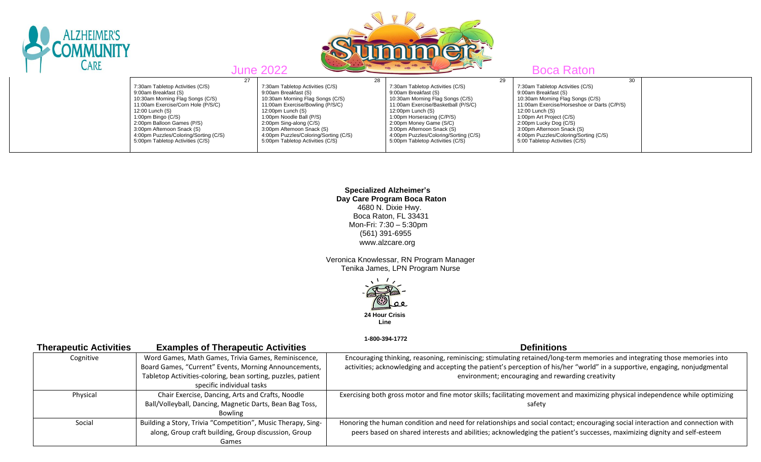# ALZHEIMER'S COMMUNITY CARE

## Summer — June 2022 — Boca Raton

| | 27 | 28 | 29 | 30 | |
|---|---|---|---|---|---|
| | 7:30am Tabletop Activities (C/S)<br>9:00am Breakfast (S)<br>10:30am Morning Flag Songs (C/S)<br>11:00am Exercise/Corn Hole (P/S/C)<br>12:00 Lunch (S)<br>1:00pm Bingo (C/S)<br>2:00pm Balloon Games (P/S)<br>3:00pm Afternoon Snack (S)<br>4:00pm Puzzles/Coloring/Sorting (C/S)<br>5:00pm Tabletop Activities (C/S) | 7:30am Tabletop Activities (C/S)<br>9:00am Breakfast (S)<br>10:30am Morning Flag Songs (C/S)<br>11:00am Exercise/Bowling (P/S/C)<br>12:00pm Lunch (S)<br>1:00pm Noodle Ball (P/S)<br>2:00pm Sing-along (C/S)<br>3:00pm Afternoon Snack (S)<br>4:00pm Puzzles/Coloring/Sorting (C/S)<br>5:00pm Tabletop Activities (C/S) | 7:30am Tabletop Activities (C/S)<br>9:00am Breakfast (S)<br>10:30am Morning Flag Songs (C/S)<br>11:00am Exercise/Basketball (P/S/C)<br>12:00pm Lunch (S)<br>1:00pm Horseracing (C/P/S)<br>2:00pm Money Game (S/C)<br>3:00pm Afternoon Snack (S)<br>4:00pm Puzzles/Coloring/Sorting (C/S)<br>5:00pm Tabletop Activities (C/S) | 7:30am Tabletop Activities (C/S)<br>9:00am Breakfast (S)<br>10:30am Morning Flag Songs (C/S)<br>11:00am Exercise/Horseshoe or Darts (C/P/S)<br>12:00 Lunch (S)<br>1:00pm Art Project (C/S)<br>2:00pm Lucky Dog (C/S)<br>3:00pm Afternoon Snack (S)<br>4:00pm Puzzles/Coloring/Sorting (C/S)<br>5:00 Tabletop Activities (C/S) | |

**Specialized Alzheimer's Day Care Program Boca Raton**
4680 N. Dixie Hwy.
Boca Raton, FL 33431
Mon-Fri: 7:30 – 5:30pm
(561) 391-6955
www.alzcare.org

Veronica Knowlessar, RN Program Manager
Tenika James, LPN Program Nurse

**24 Hour Crisis Line**

**1-800-394-1772**

| Therapeutic Activities | Examples of Therapeutic Activities | Definitions |
|---|---|---|
| Cognitive | Word Games, Math Games, Trivia Games, Reminiscence, Board Games, "Current" Events, Morning Announcements, Tabletop Activities-coloring, bean sorting, puzzles, patient specific individual tasks | Encouraging thinking, reasoning, reminiscing; stimulating retained/long-term memories and integrating those memories into activities; acknowledging and accepting the patient's perception of his/her "world" in a supportive, engaging, nonjudgmental environment; encouraging and rewarding creativity |
| Physical | Chair Exercise, Dancing, Arts and Crafts, Noodle Ball/Volleyball, Dancing, Magnetic Darts, Bean Bag Toss, Bowling | Exercising both gross motor and fine motor skills; facilitating movement and maximizing physical independence while optimizing safety |
| Social | Building a Story, Trivia "Competition", Music Therapy, Sing-along, Group craft building, Group discussion, Group Games | Honoring the human condition and need for relationships and social contact; encouraging social interaction and connection with peers based on shared interests and abilities; acknowledging the patient's successes, maximizing dignity and self-esteem |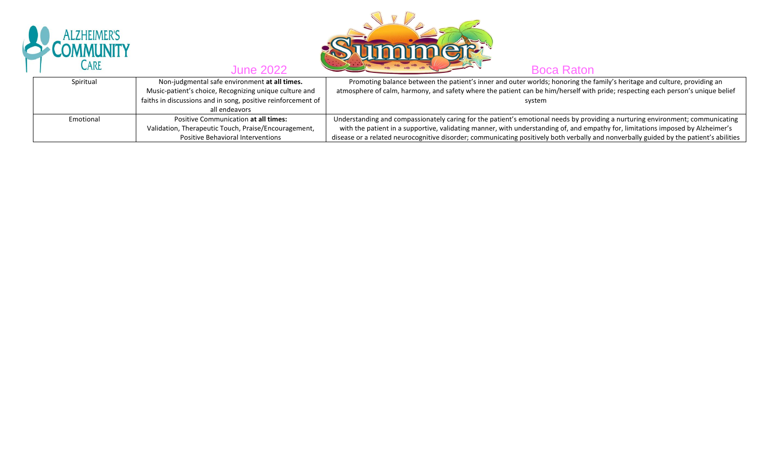June 2022

Boca Raton

| | | |
|---|---|---|
| Spiritual | Non-judgmental safe environment **at all times.** Music-patient's choice, Recognizing unique culture and faiths in discussions and in song, positive reinforcement of all endeavors | Promoting balance between the patient's inner and outer worlds; honoring the family's heritage and culture, providing an atmosphere of calm, harmony, and safety where the patient can be him/herself with pride; respecting each person's unique belief system |
| Emotional | Positive Communication **at all times:** Validation, Therapeutic Touch, Praise/Encouragement, Positive Behavioral Interventions | Understanding and compassionately caring for the patient's emotional needs by providing a nurturing environment; communicating with the patient in a supportive, validating manner, with understanding of, and empathy for, limitations imposed by Alzheimer's disease or a related neurocognitive disorder; communicating positively both verbally and nonverbally guided by the patient's abilities |